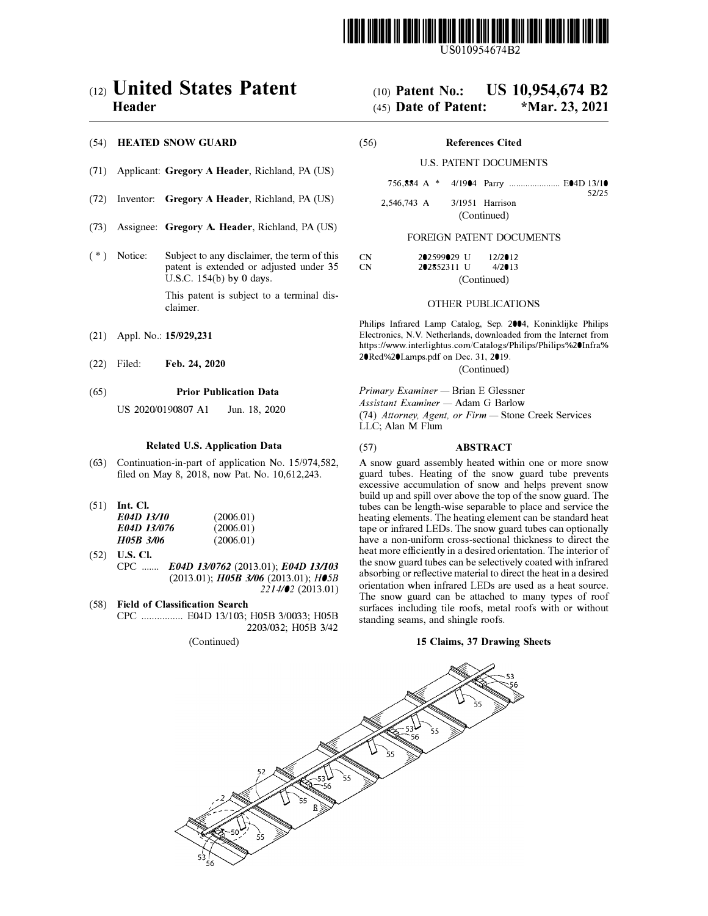US010954674B2

(12) **United States Patent**
**Header**

(10) **Patent No.: US 10,954,674 B2**

(45) **Date of Patent: \*Mar. 23, 2021**

(54) **HEATED SNOW GUARD**

(71) Applicant: **Gregory A Header**, Richland, PA (US)

(72) Inventor: **Gregory A Header**, Richland, PA (US)

(73) Assignee: **Gregory A. Header**, Richland, PA (US)

( * ) Notice: Subject to any disclaimer, the term of this patent is extended or adjusted under 35 U.S.C. 154(b) by 0 days.

This patent is subject to a terminal disclaimer.

(21) Appl. No.: **15/929,231**

(22) Filed: **Feb. 24, 2020**

(65) **Prior Publication Data**

US 2020/0190807 A1 Jun. 18, 2020

**Related U.S. Application Data**

(63) Continuation-in-part of application No. 15/974,582, filed on May 8, 2018, now Pat. No. 10,612,243.

(51) **Int. Cl.**

| | |
|---|---|
| ***E04D 13/10*** | (2006.01) |
| ***E04D 13/076*** | (2006.01) |
| ***H05B 3/06*** | (2006.01) |

(52) **U.S. Cl.**

CPC ....... ***E04D 13/0762*** (2013.01); ***E04D 13/103*** (2013.01); ***H05B 3/06*** (2013.01); *H05B 2214/02* (2013.01)

(58) **Field of Classification Search**

CPC ................ E04D 13/103; H05B 3/0033; H05B 2203/032; H05B 3/42

(Continued)

(56) **References Cited**

U.S. PATENT DOCUMENTS

| | | | |
|---|---|---|---|
| 756,884 A * | 4/1904 | Parry | E04D 13/10 52/25 |
| 2,546,743 A | 3/1951 | Harrison | |

(Continued)

FOREIGN PATENT DOCUMENTS

| | | |
|---|---|---|
| CN | 202599029 U | 12/2012 |
| CN | 202852311 U | 4/2013 |

(Continued)

OTHER PUBLICATIONS

Philips Infrared Lamp Catalog, Sep. 2004, Koninklijke Philips Electronics, N.V. Netherlands, downloaded from the Internet from https://www.interlightus.com/Catalogs/Philips/Philips%20Infra%20Red%20Lamps.pdf on Dec. 31, 2019.

(Continued)

*Primary Examiner* — Brian E Glessner

*Assistant Examiner* — Adam G Barlow

(74) *Attorney, Agent, or Firm* — Stone Creek Services LLC; Alan M Flum

(57) **ABSTRACT**

A snow guard assembly heated within one or more snow guard tubes. Heating of the snow guard tube prevents excessive accumulation of snow and helps prevent snow build up and spill over above the top of the snow guard. The tubes can be length-wise separable to place and service the heating elements. The heating element can be standard heat tape or infrared LEDs. The snow guard tubes can optionally have a non-uniform cross-sectional thickness to direct the heat more efficiently in a desired orientation. The interior of the snow guard tubes can be selectively coated with infrared absorbing or reflective material to direct the heat in a desired orientation when infrared LEDs are used as a heat source. The snow guard can be attached to many types of roof surfaces including tile roofs, metal roofs with or without standing seams, and shingle roofs.

**15 Claims, 37 Drawing Sheets**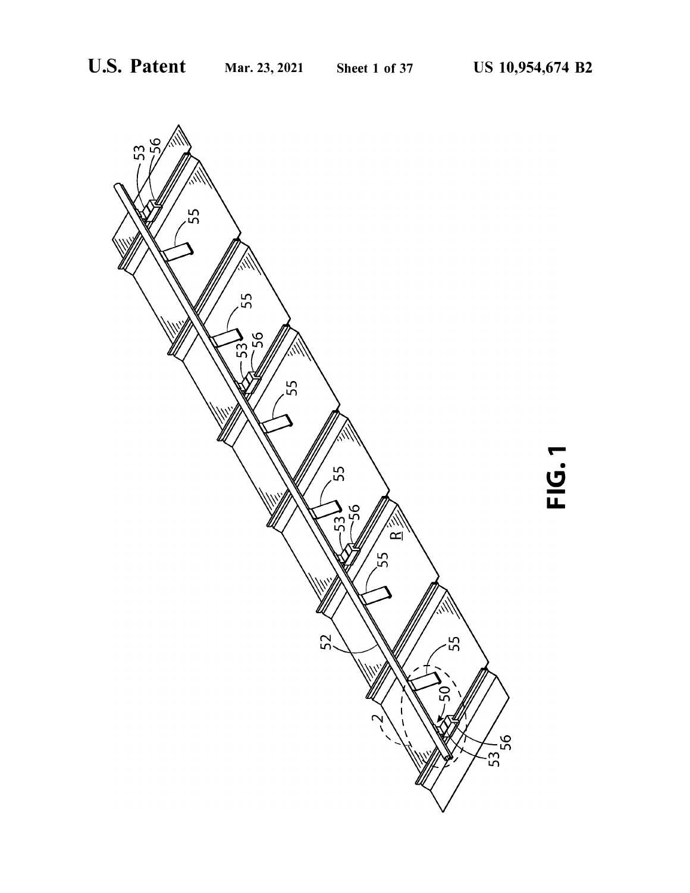FIG. 1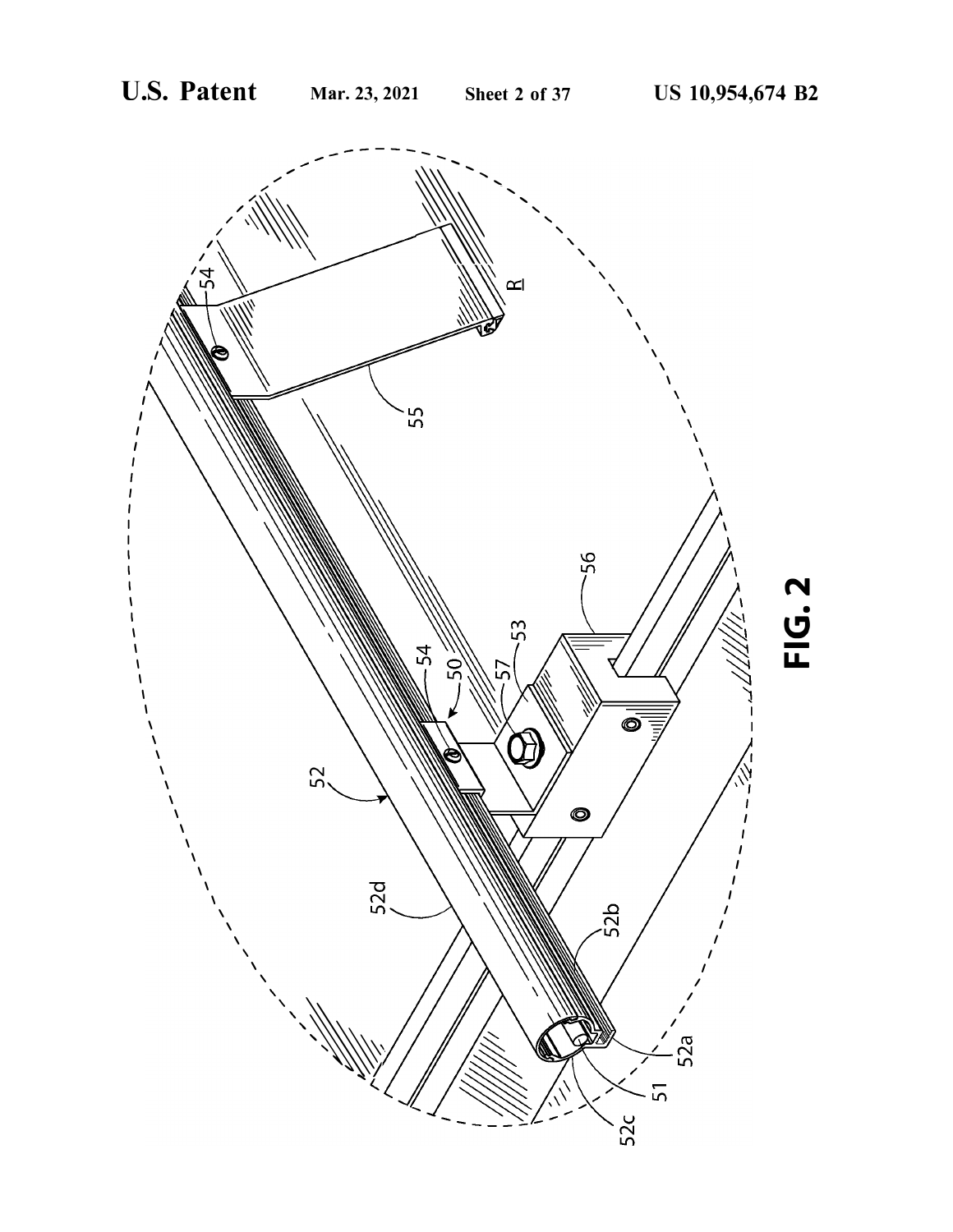FIG. 2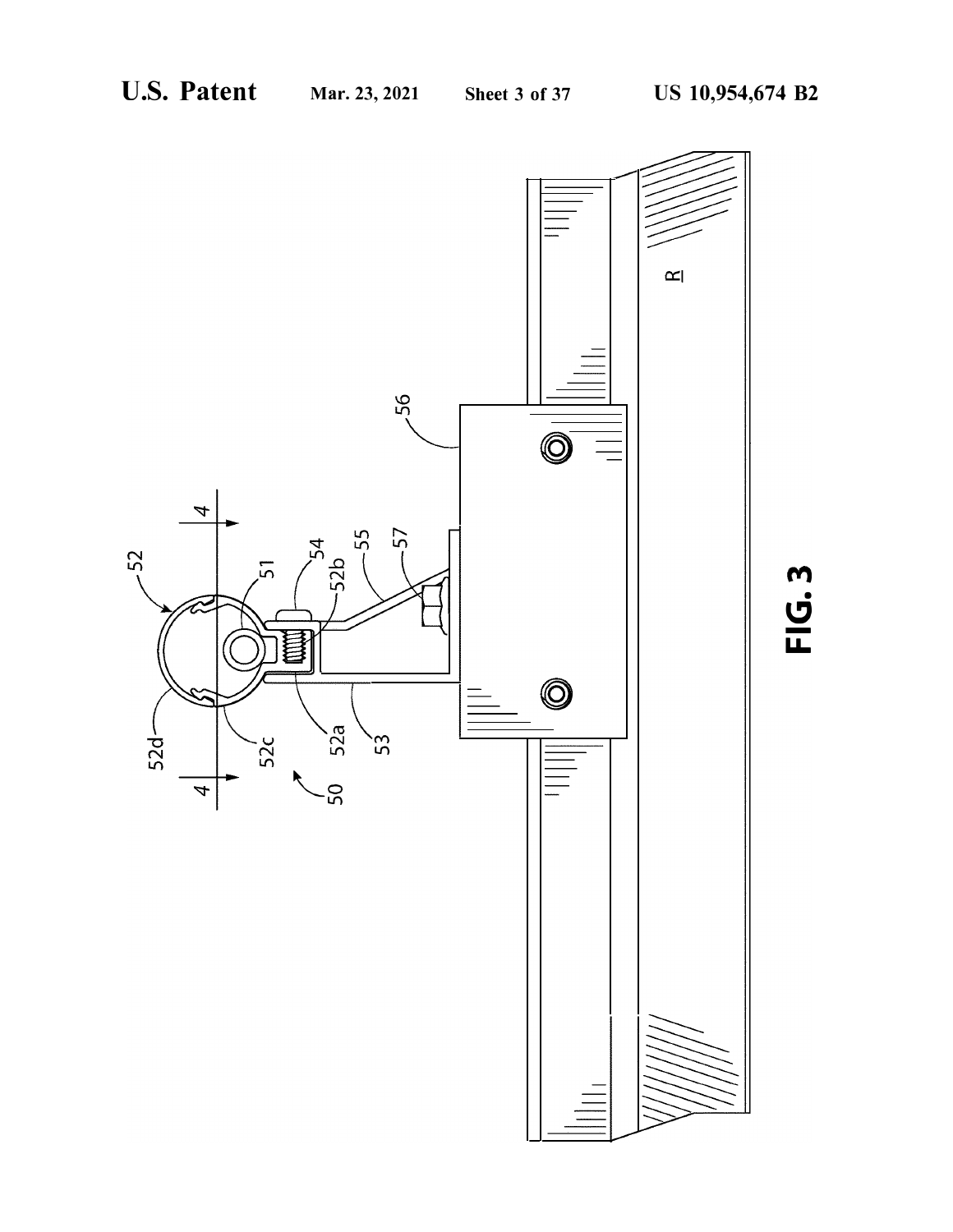FIG. 3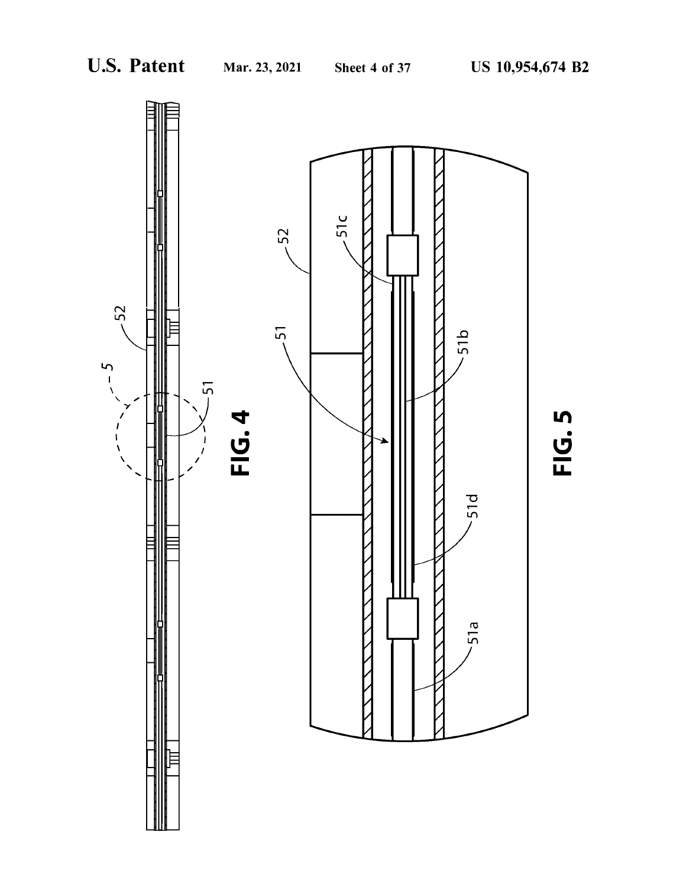FIG. 4

FIG. 5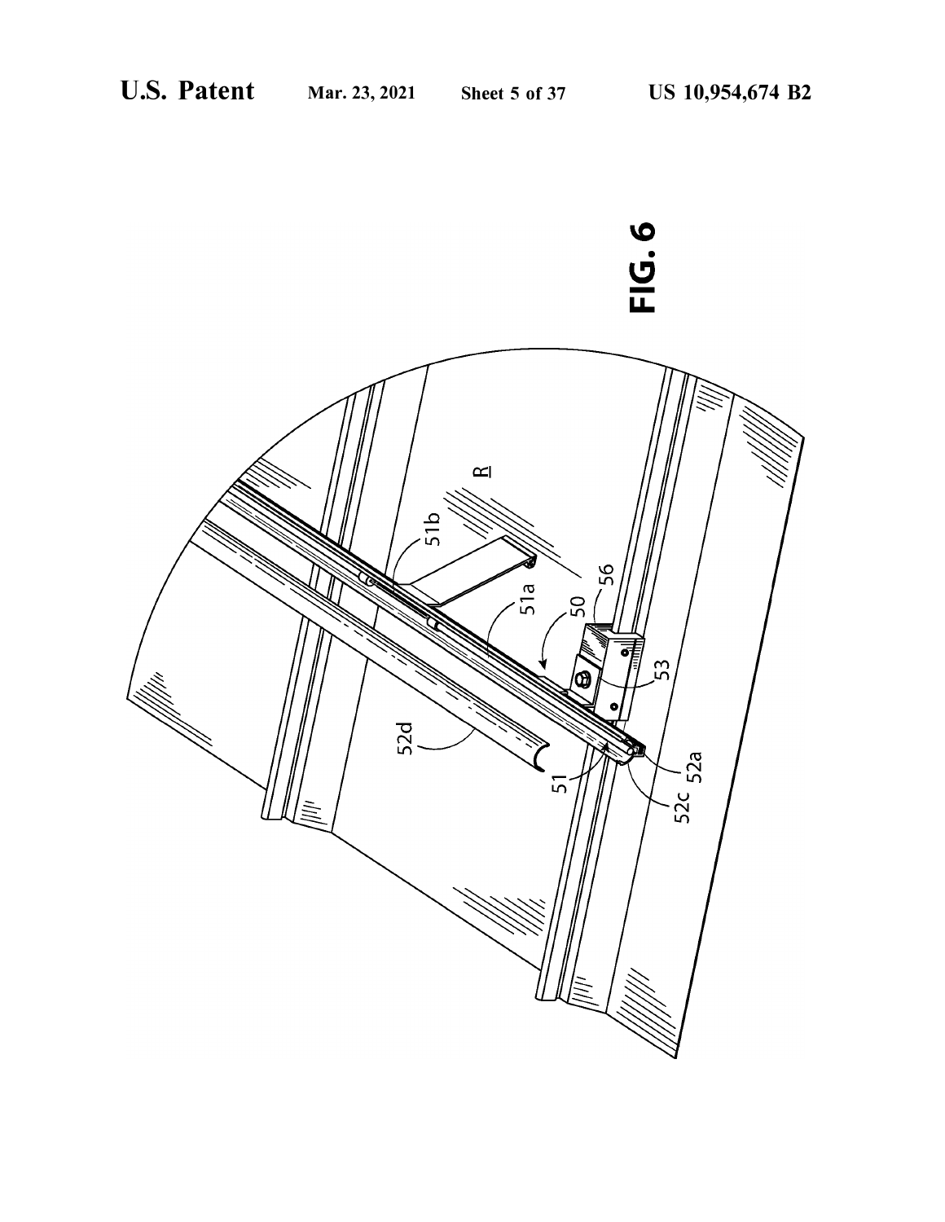FIG. 6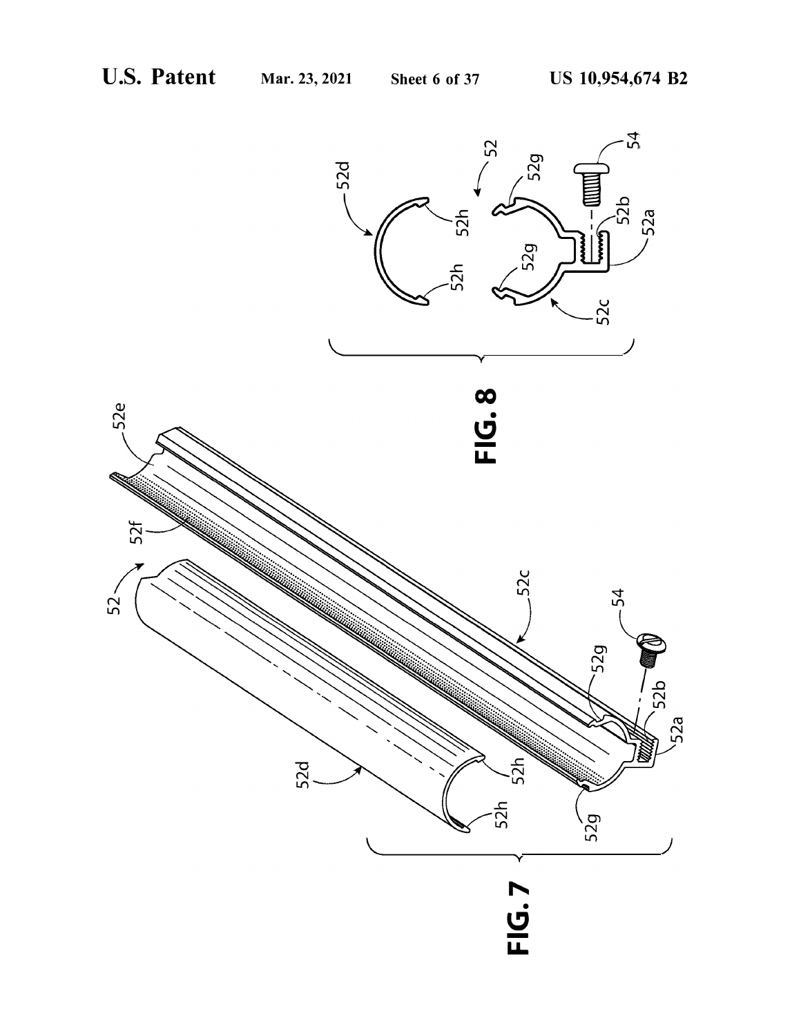FIG. 7

FIG. 8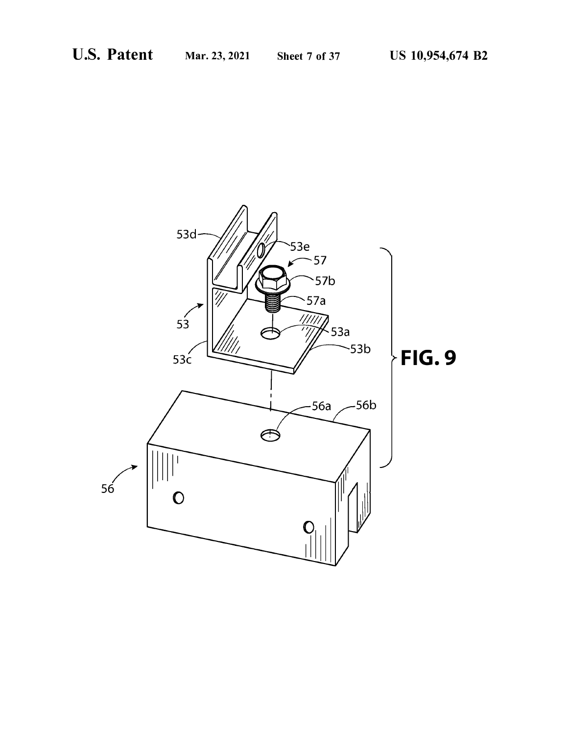FIG. 9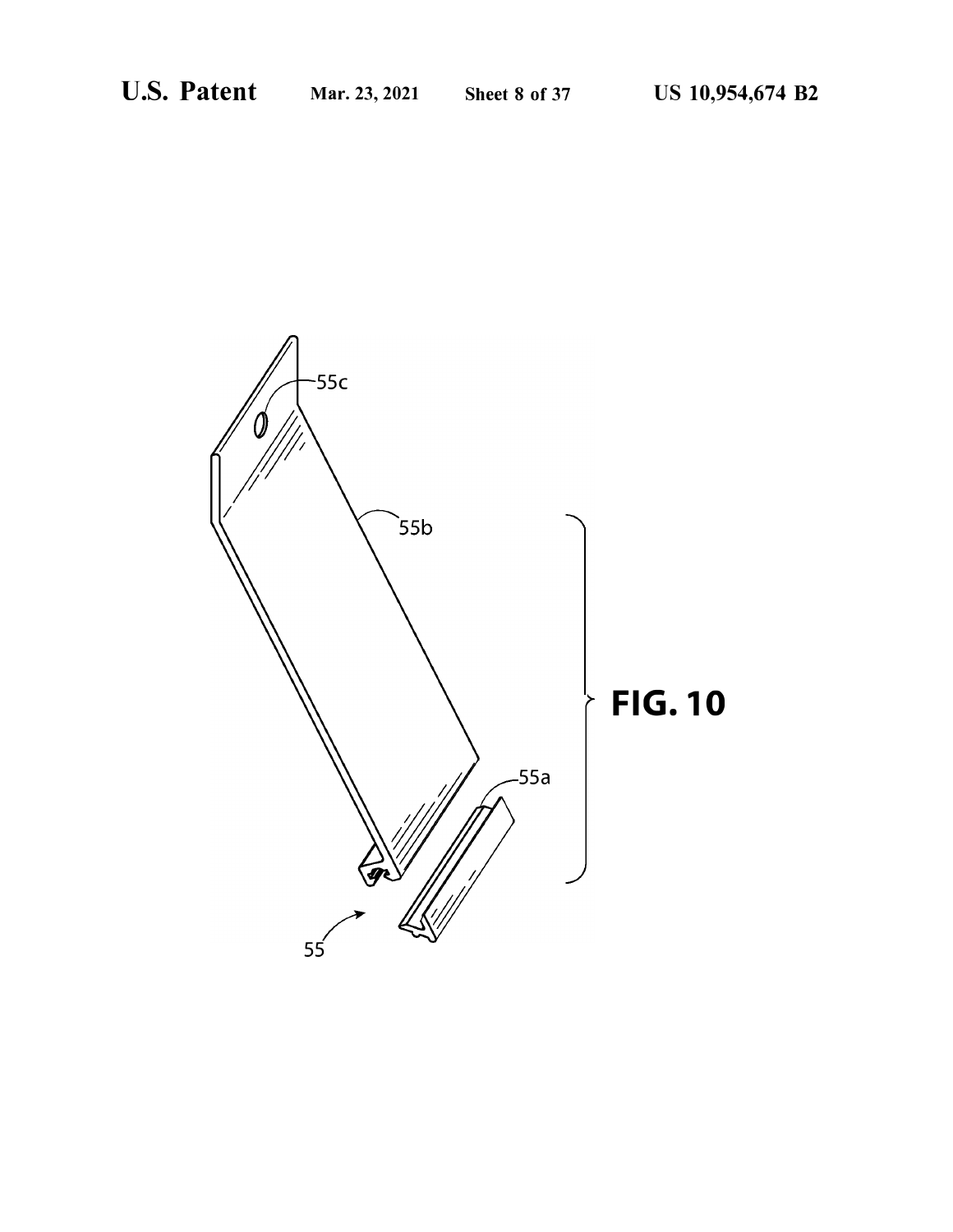FIG. 10

55c

55b

55a

55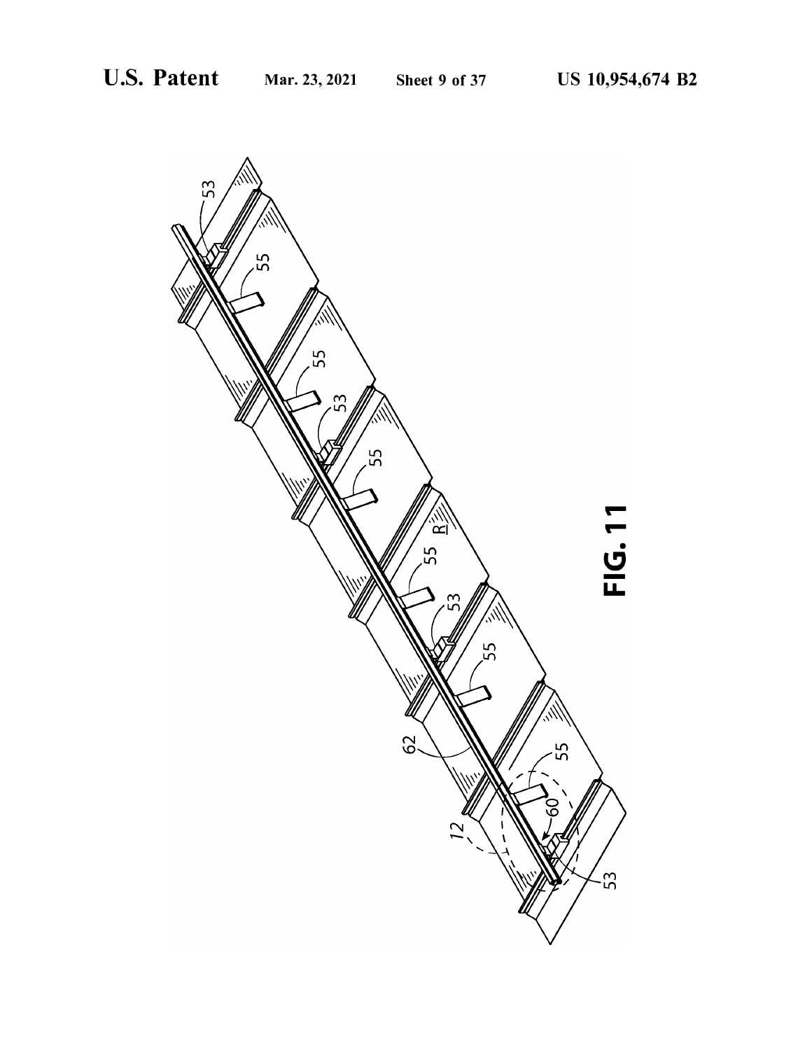FIG. 11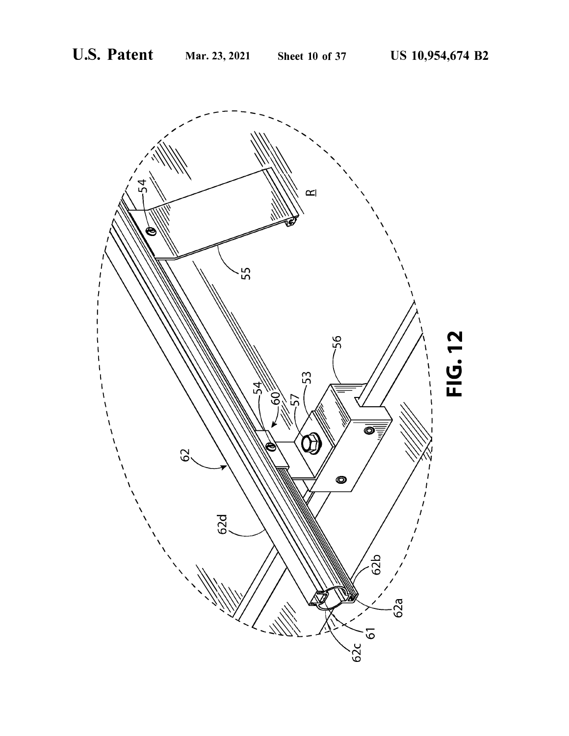FIG. 12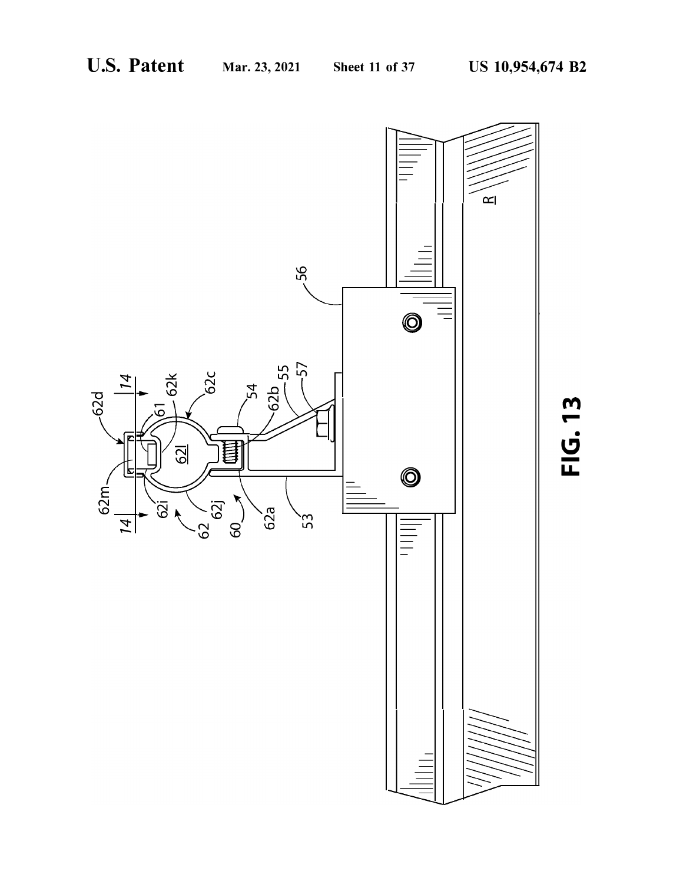FIG. 13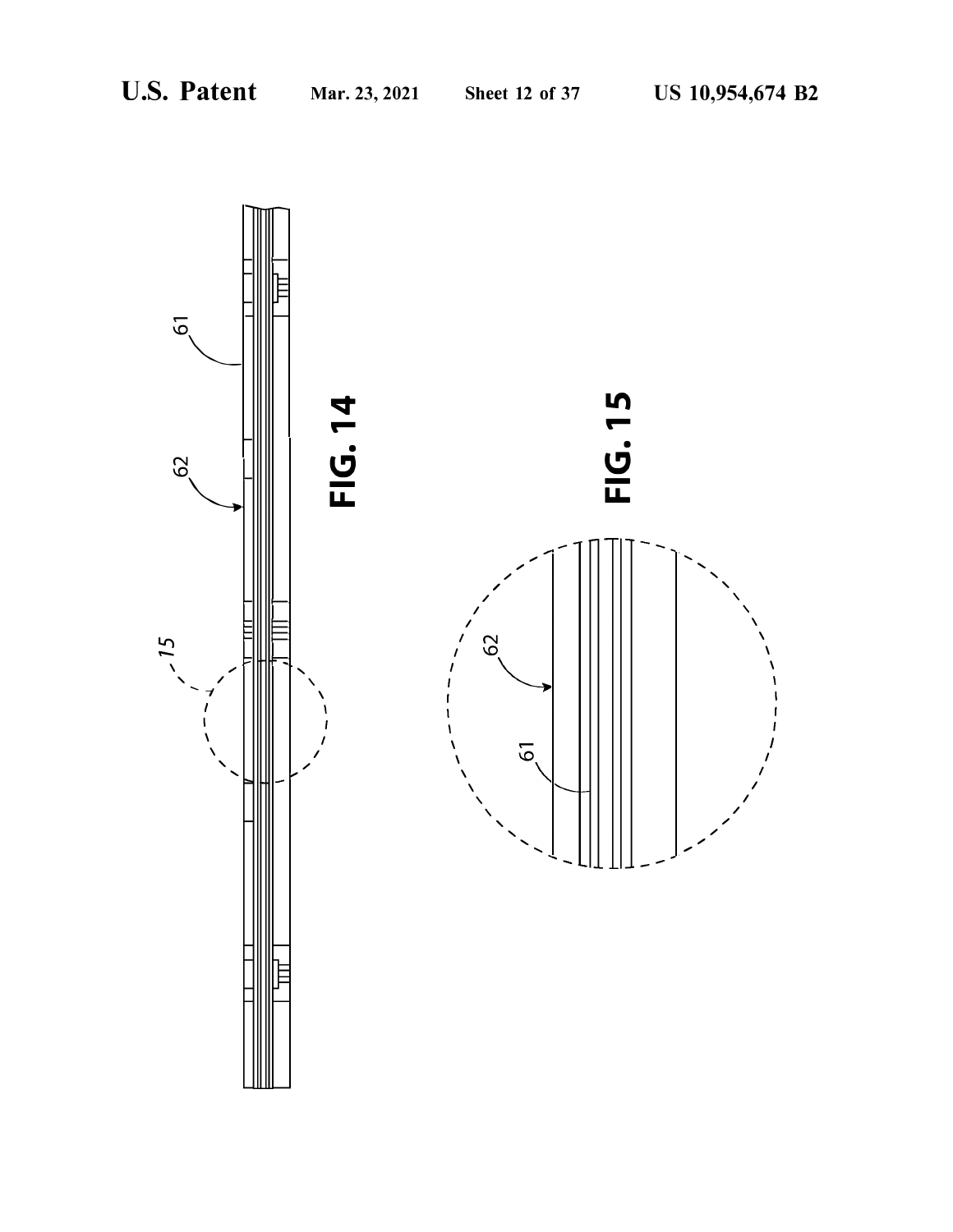FIG. 14

FIG. 15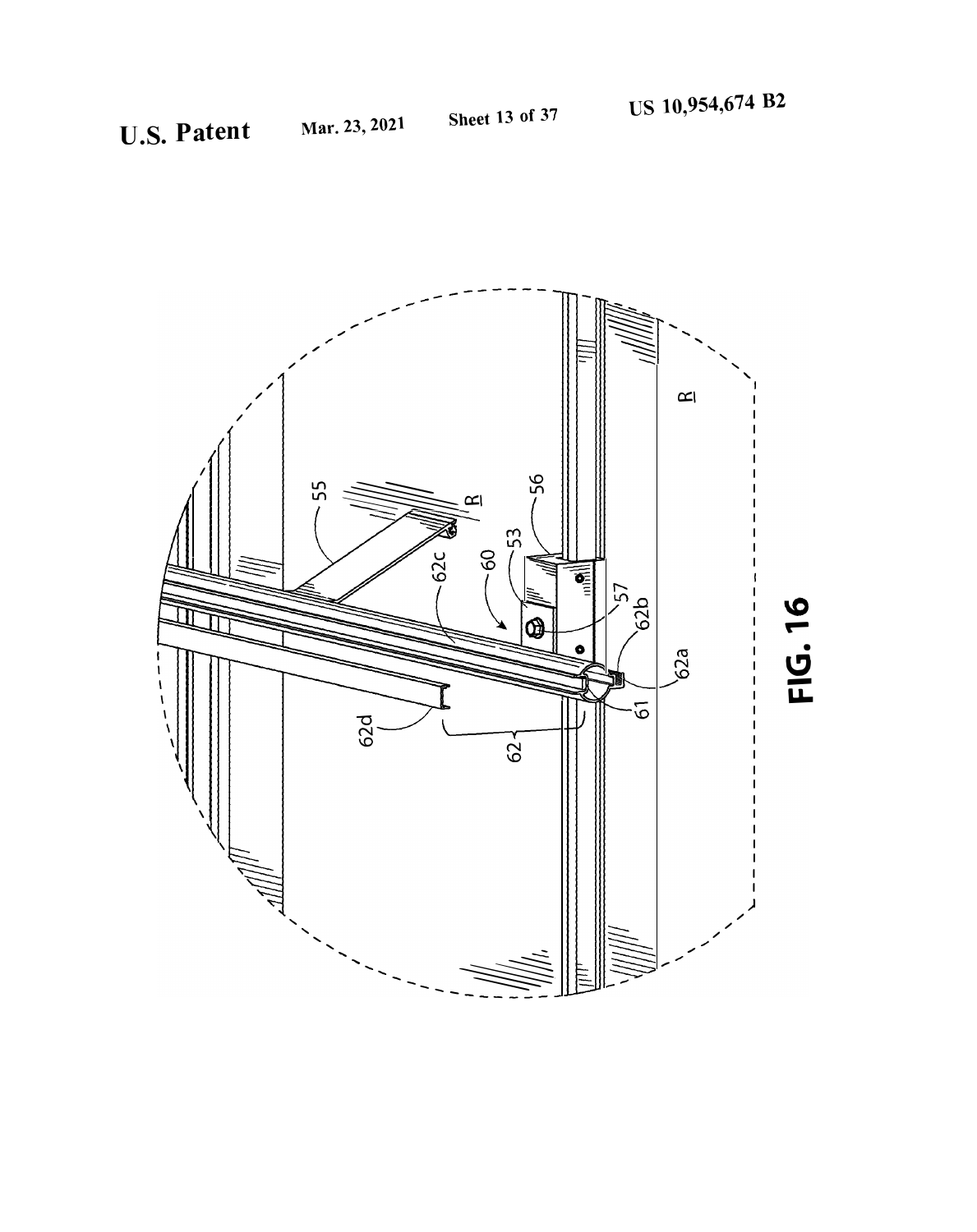FIG. 16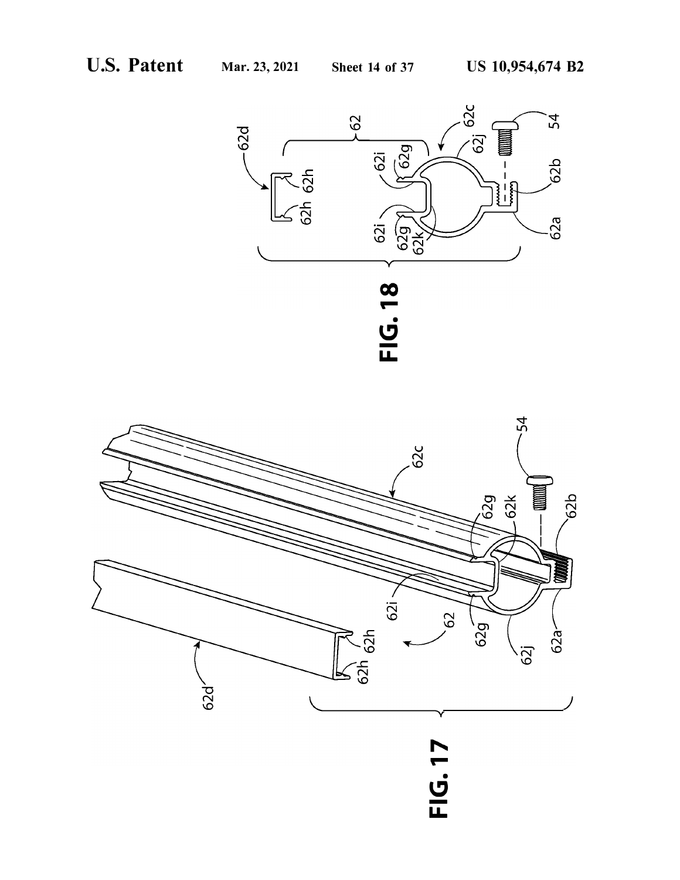FIG. 18

FIG. 17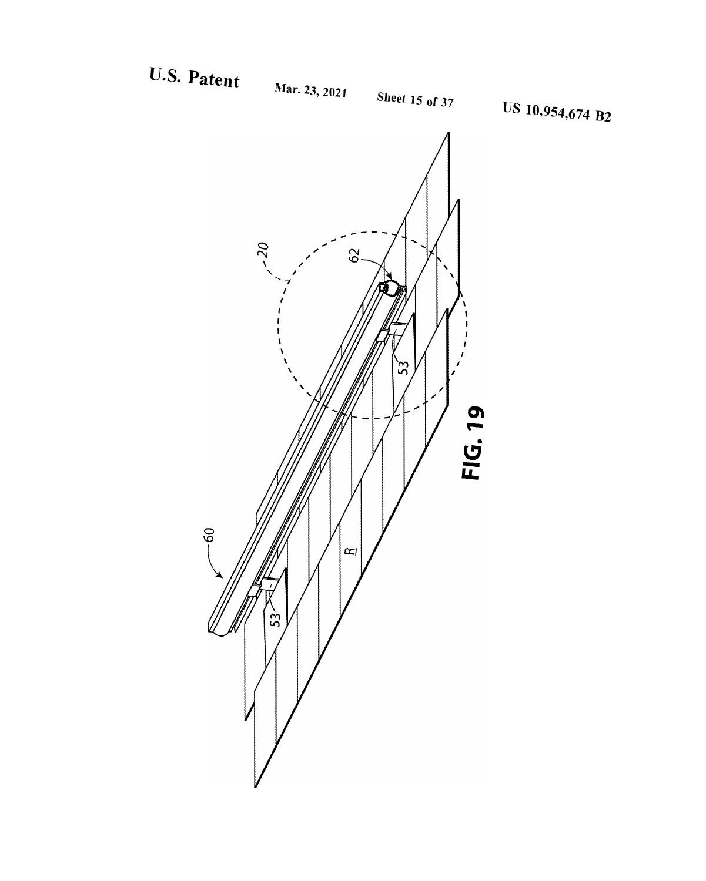FIG. 19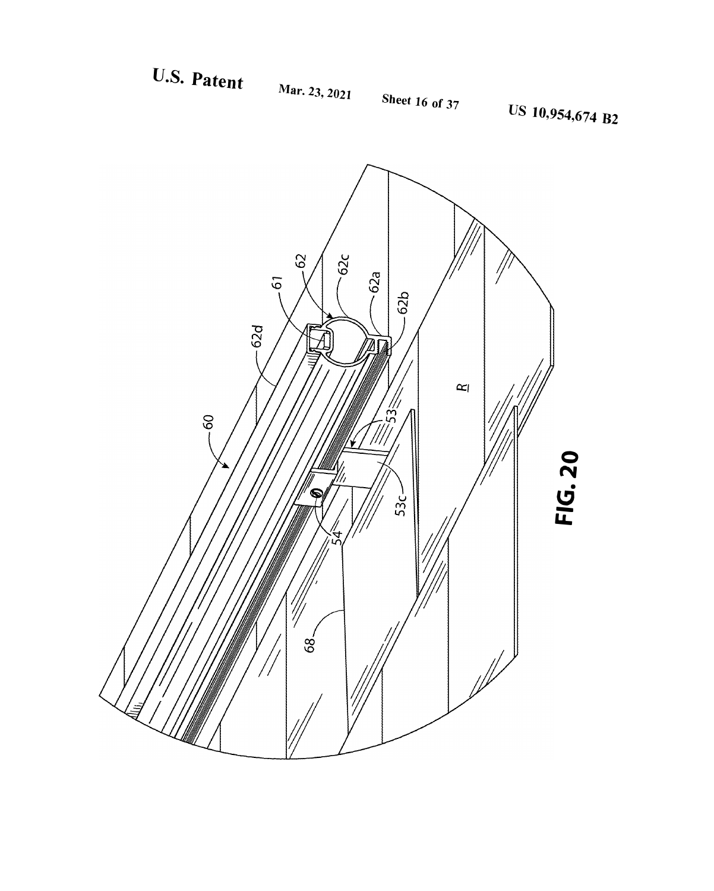FIG. 20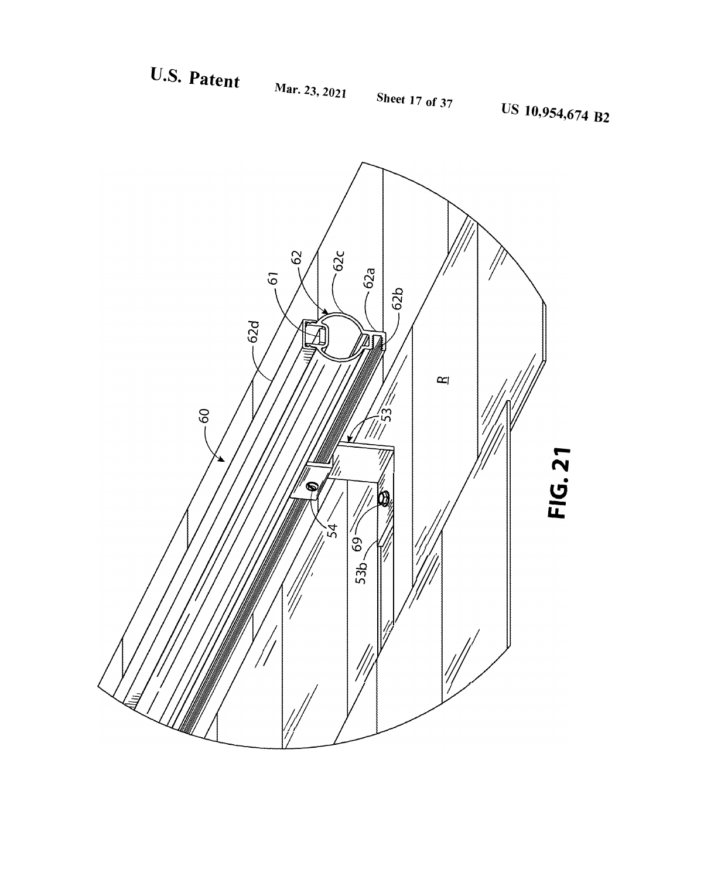FIG. 21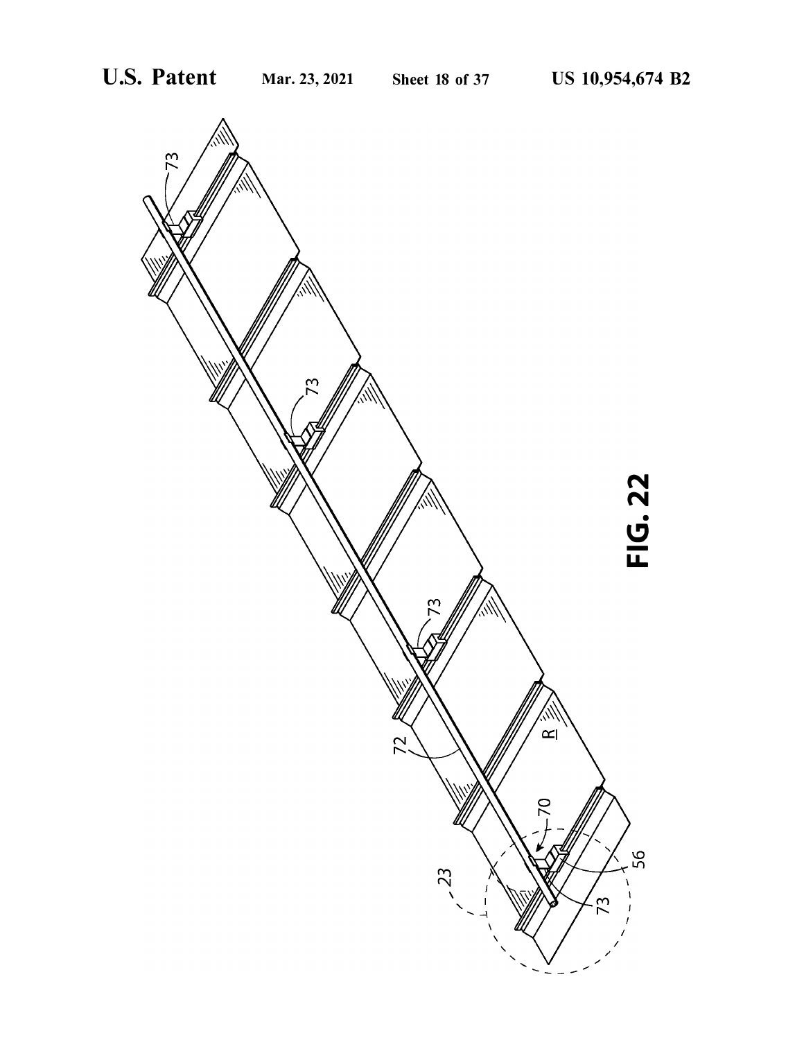FIG. 22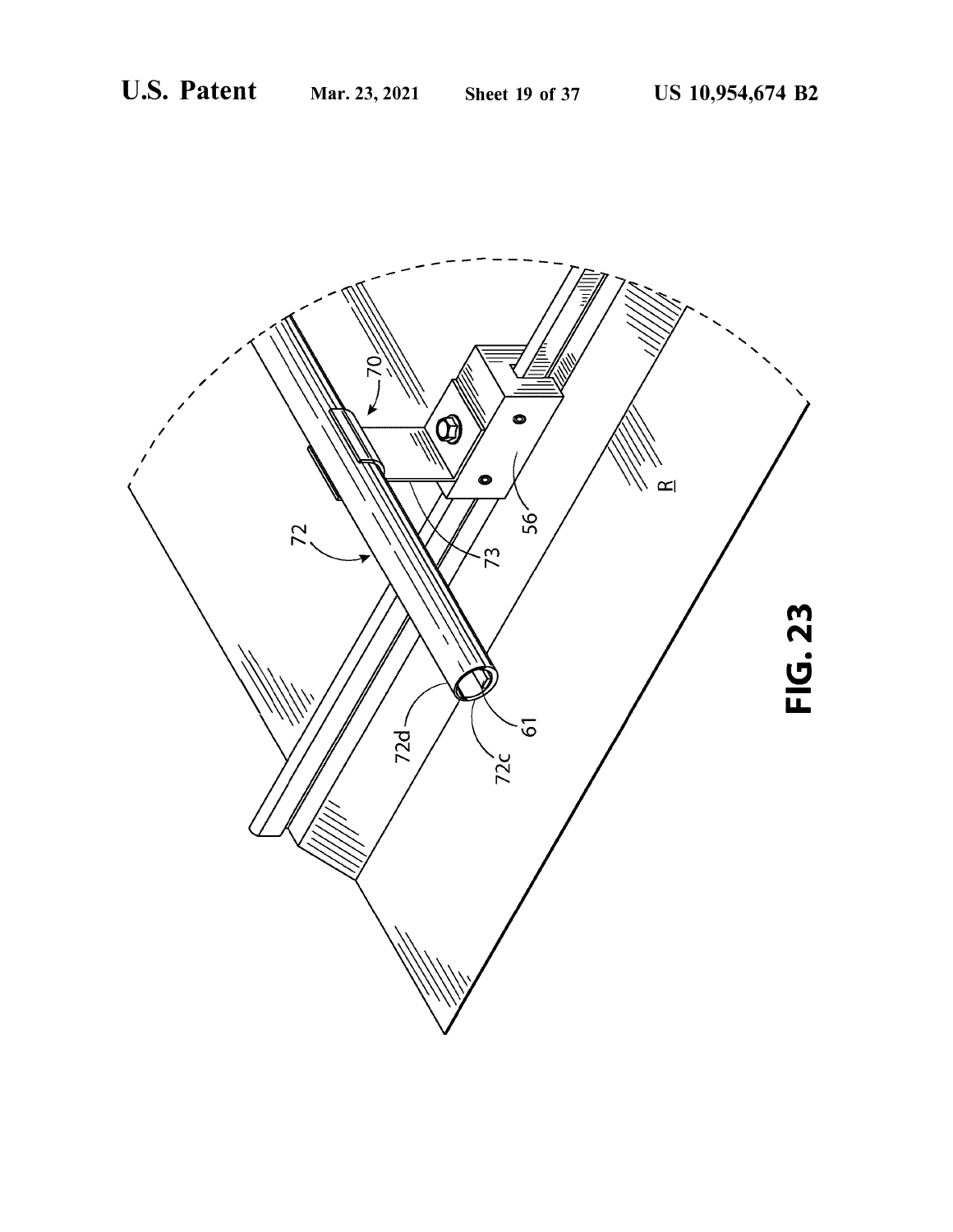FIG. 23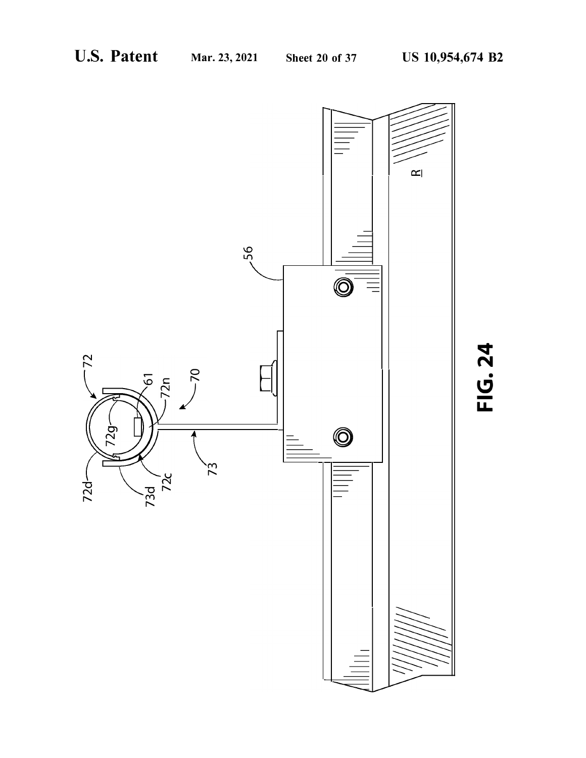FIG. 24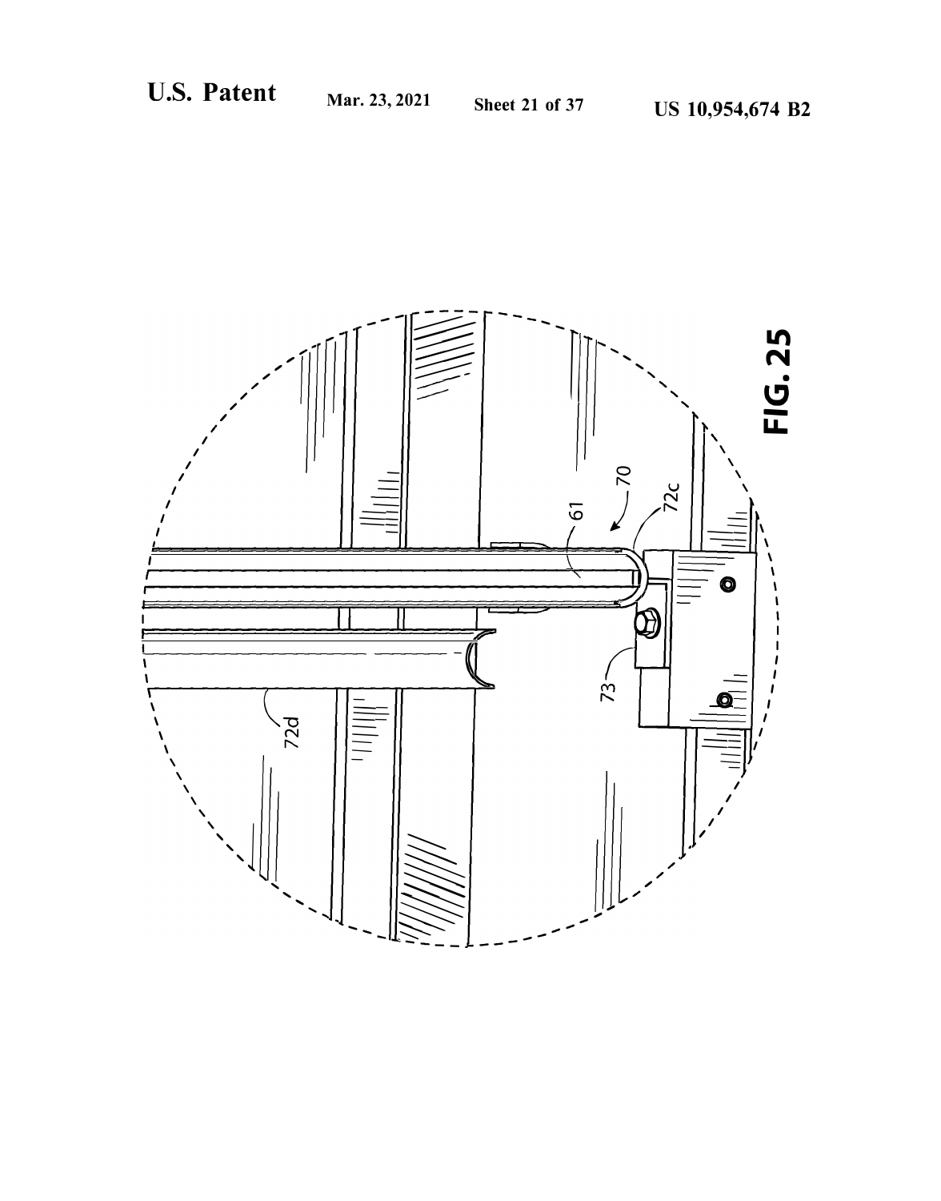FIG. 25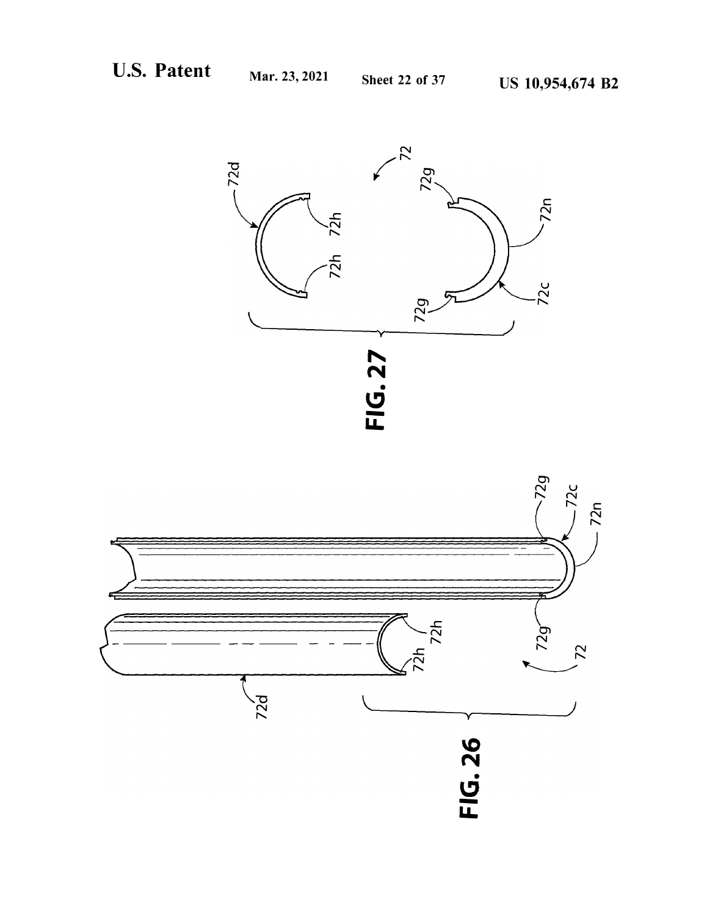FIG. 27

FIG. 26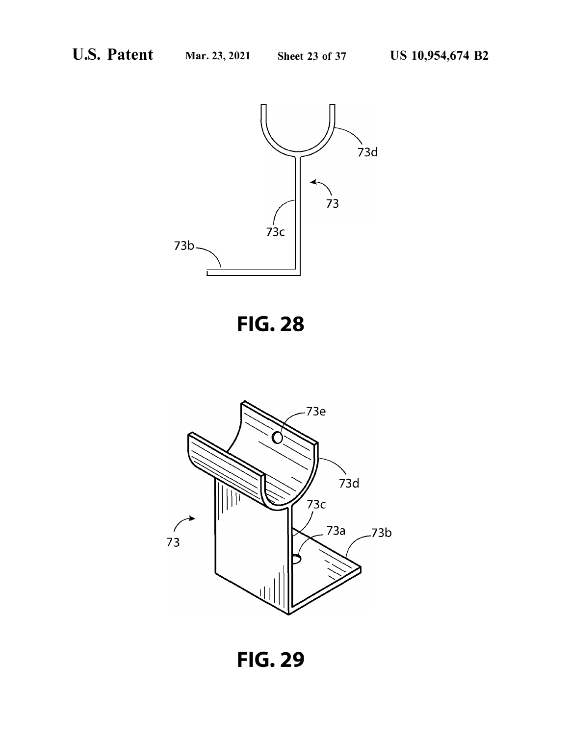FIG. 28

FIG. 29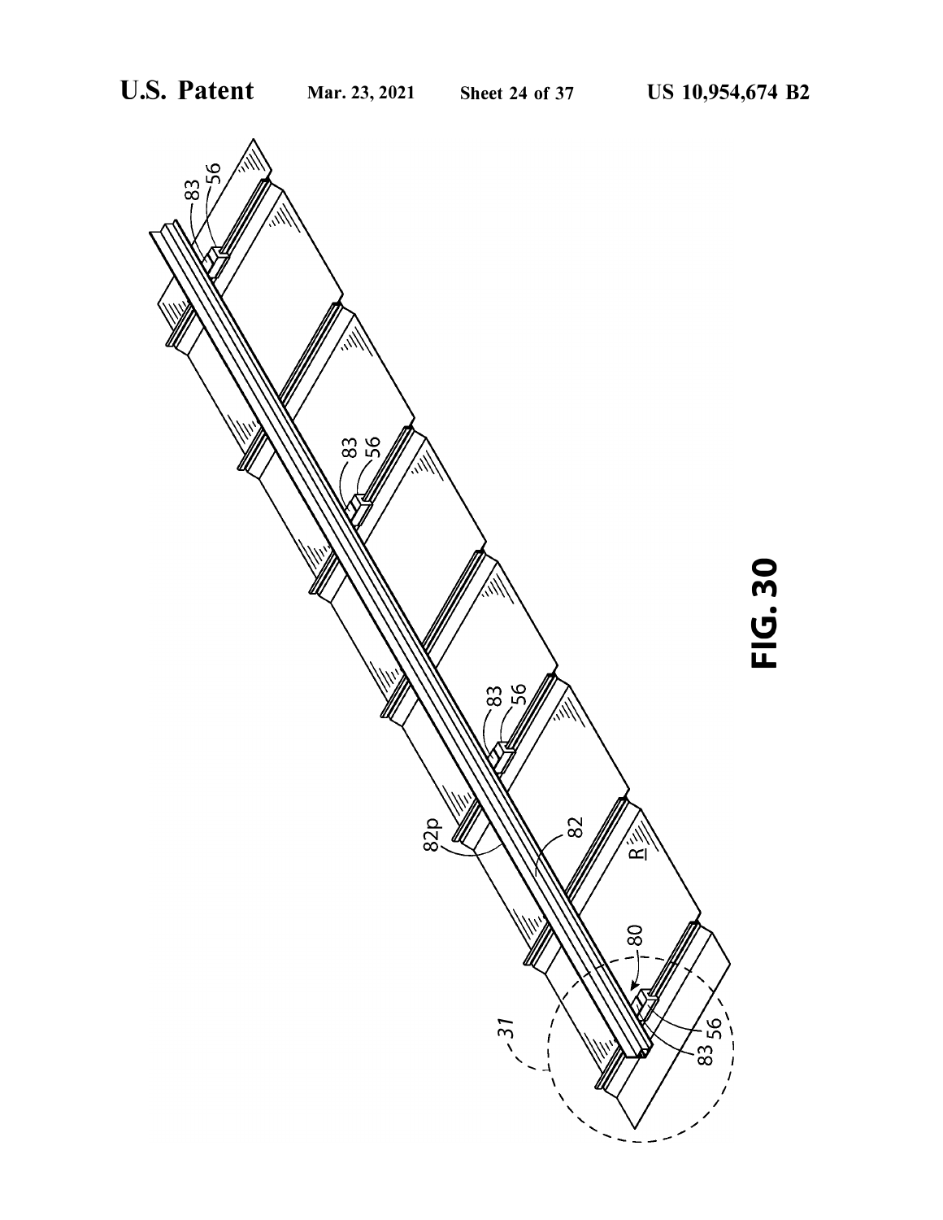FIG. 30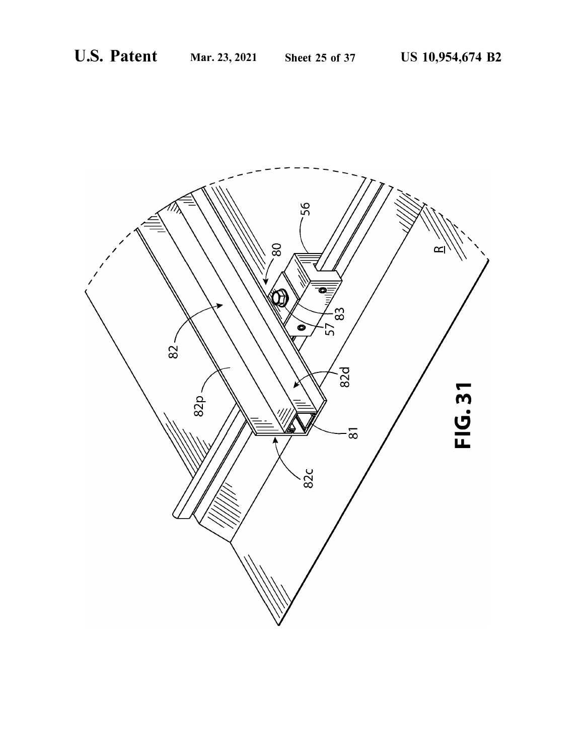FIG. 31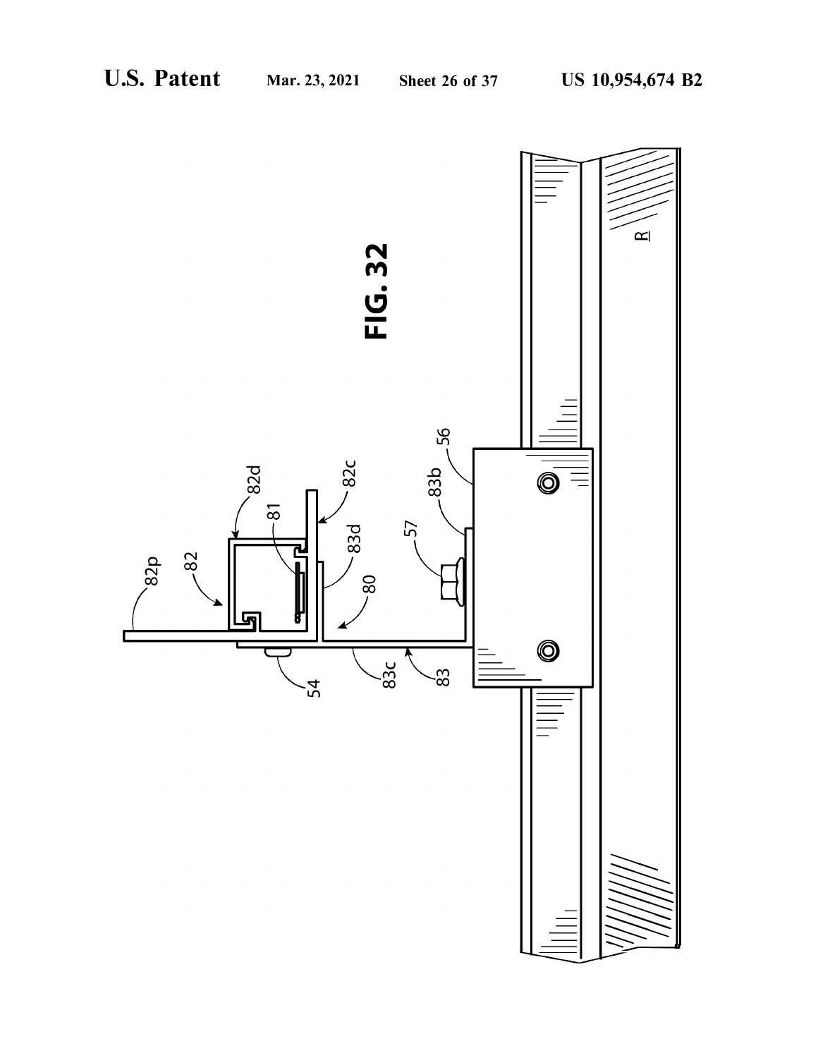FIG. 32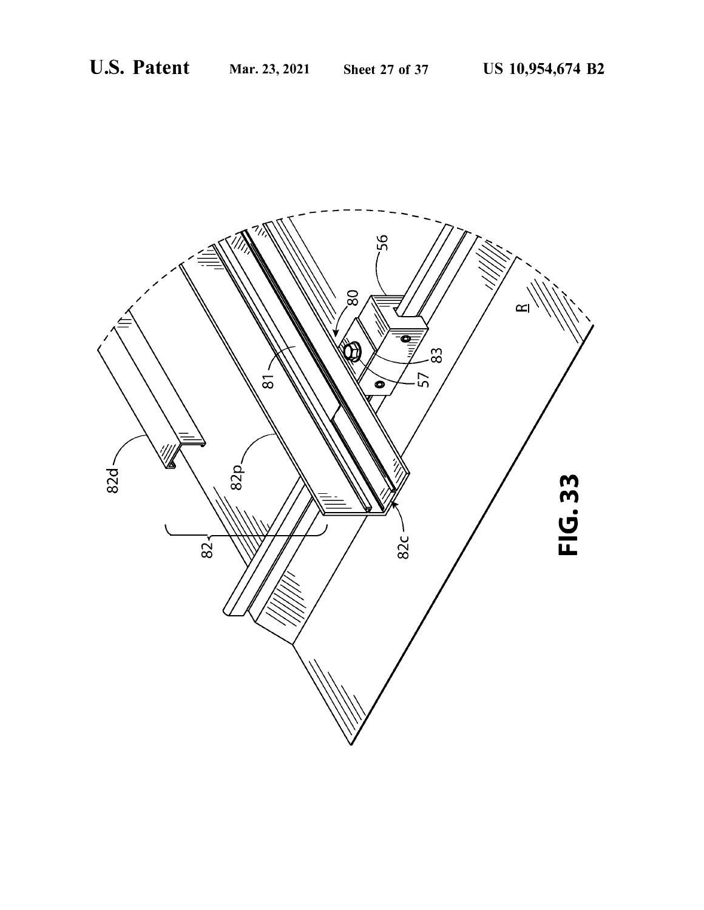FIG. 33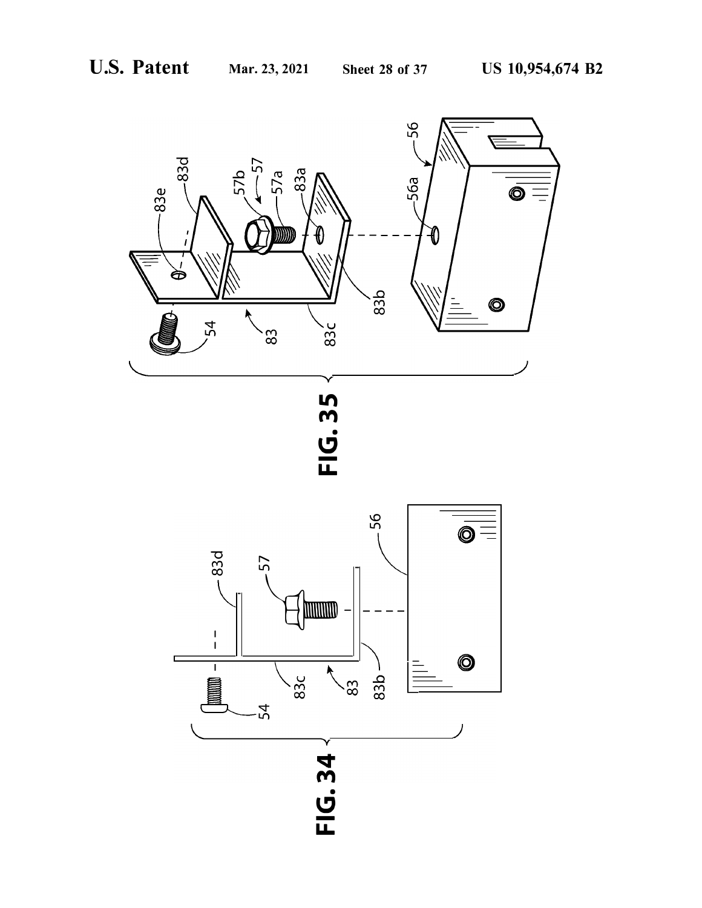FIG. 35

FIG. 34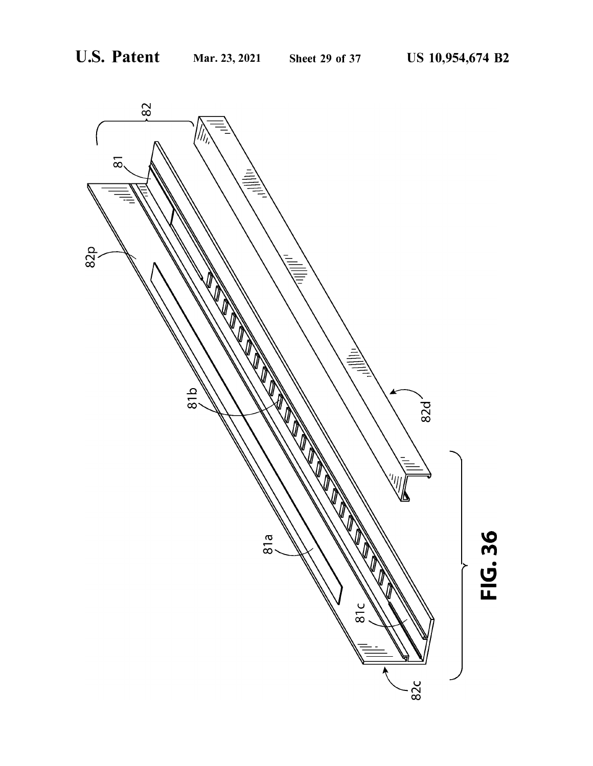82

81

82p

81b

82d

81a

81c

82c

**FIG. 36**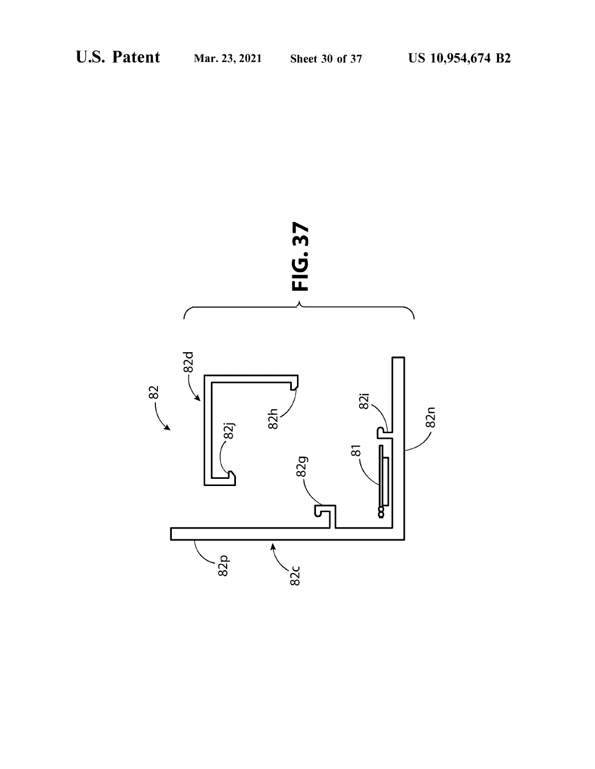FIG. 37

82

82d

82h

82j

82g

82i

81

82n

82p

82c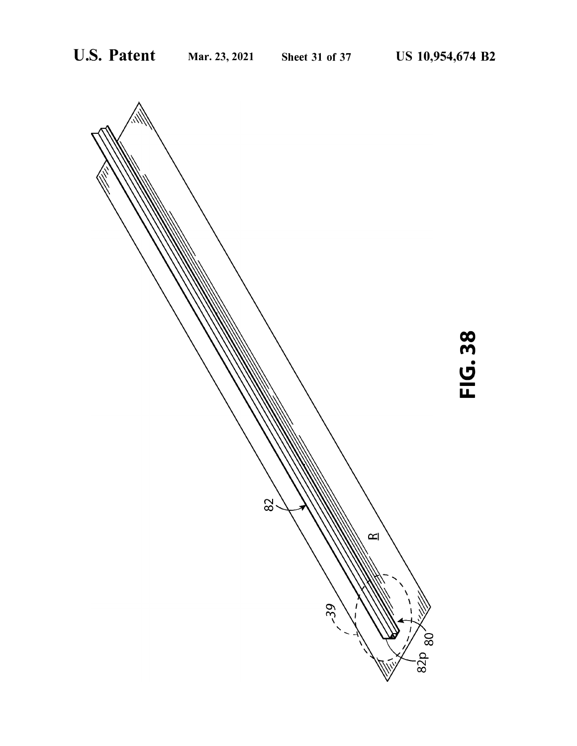FIG. 38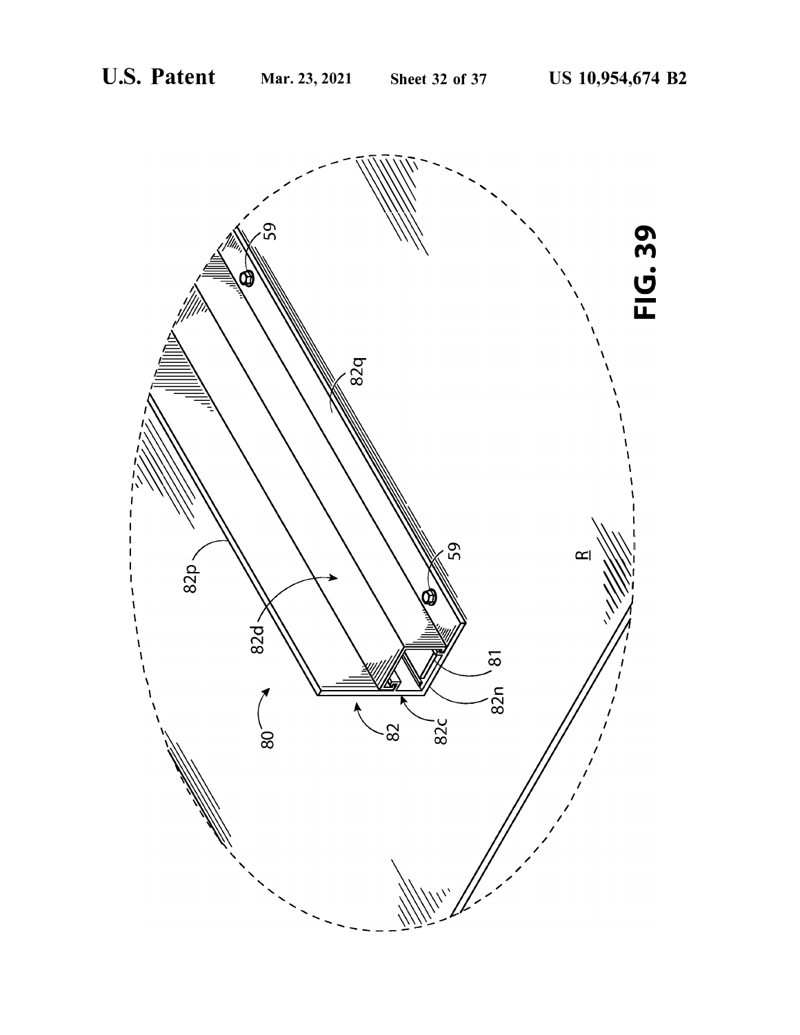FIG. 39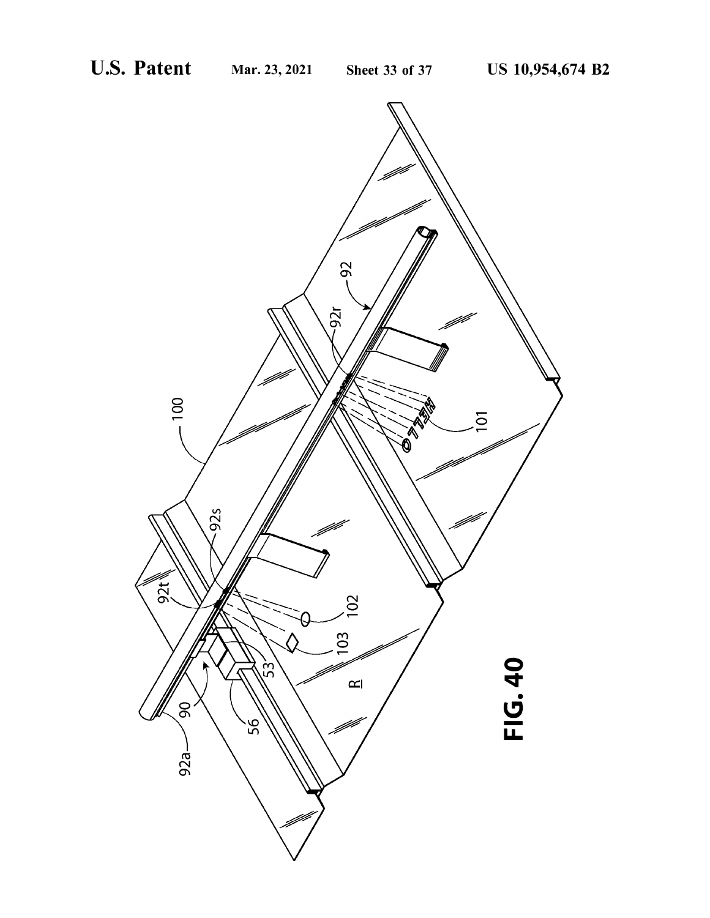FIG. 40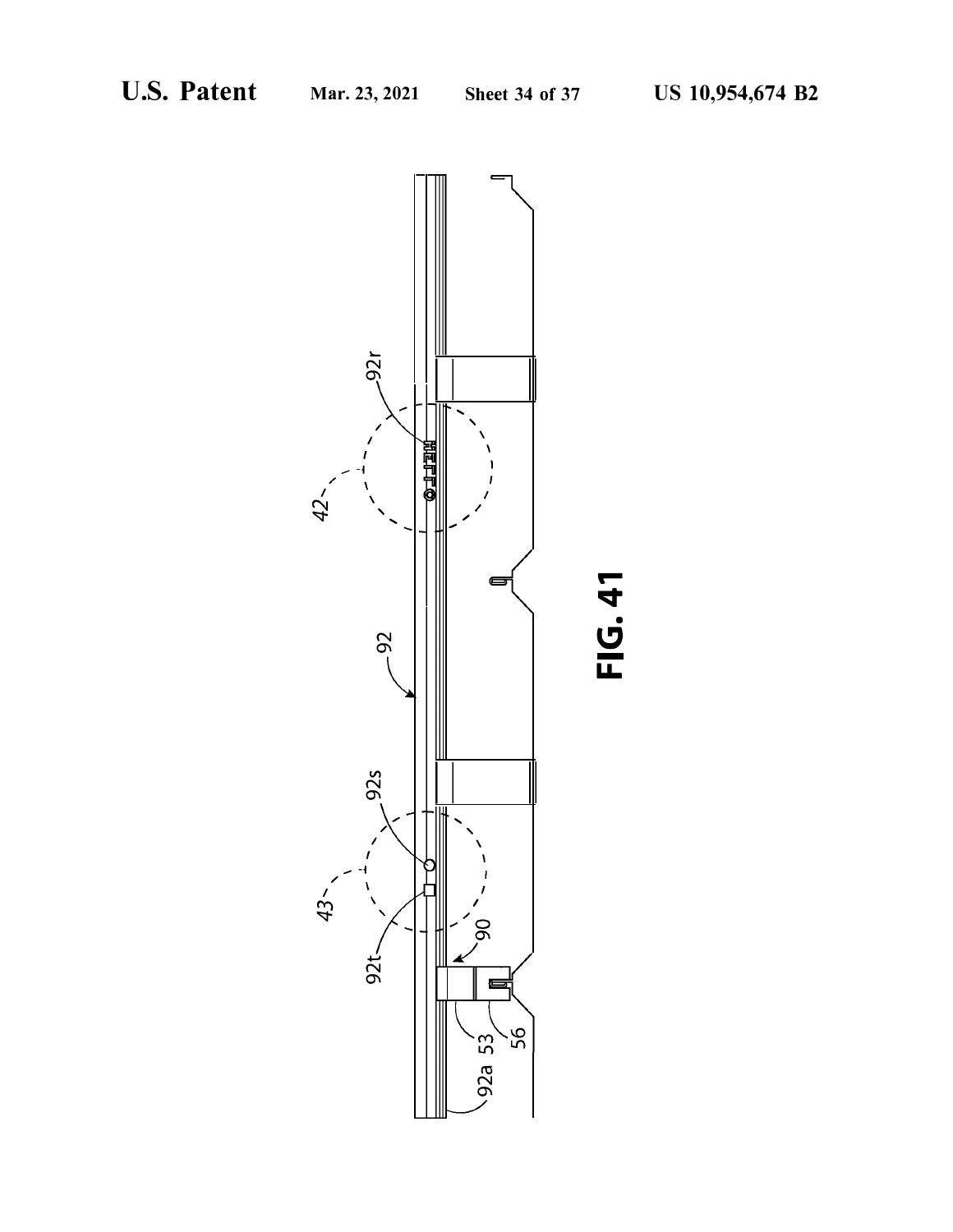FIG. 41

42

92r

92

92s

43

92t

90

53

56

92a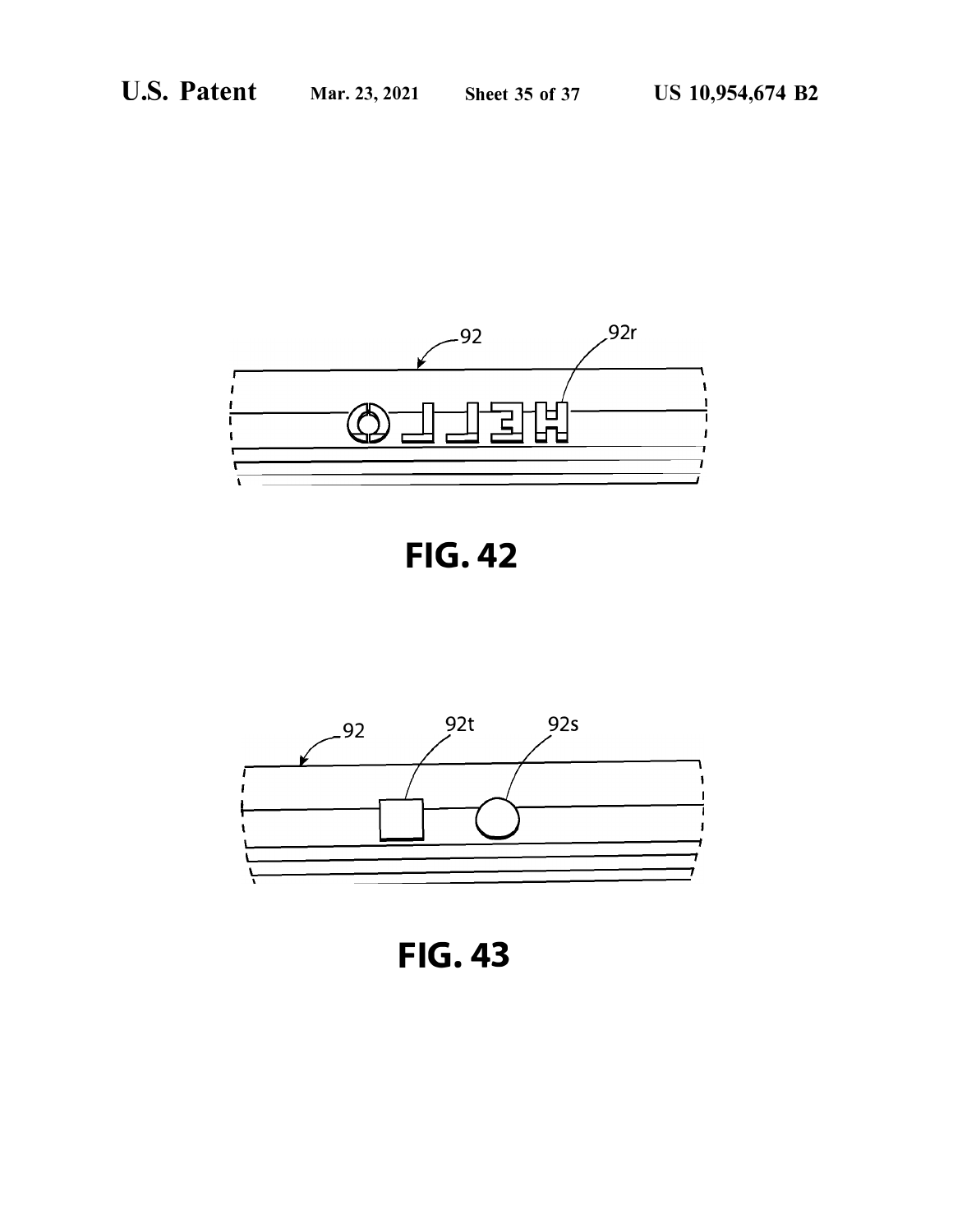FIG. 42

FIG. 43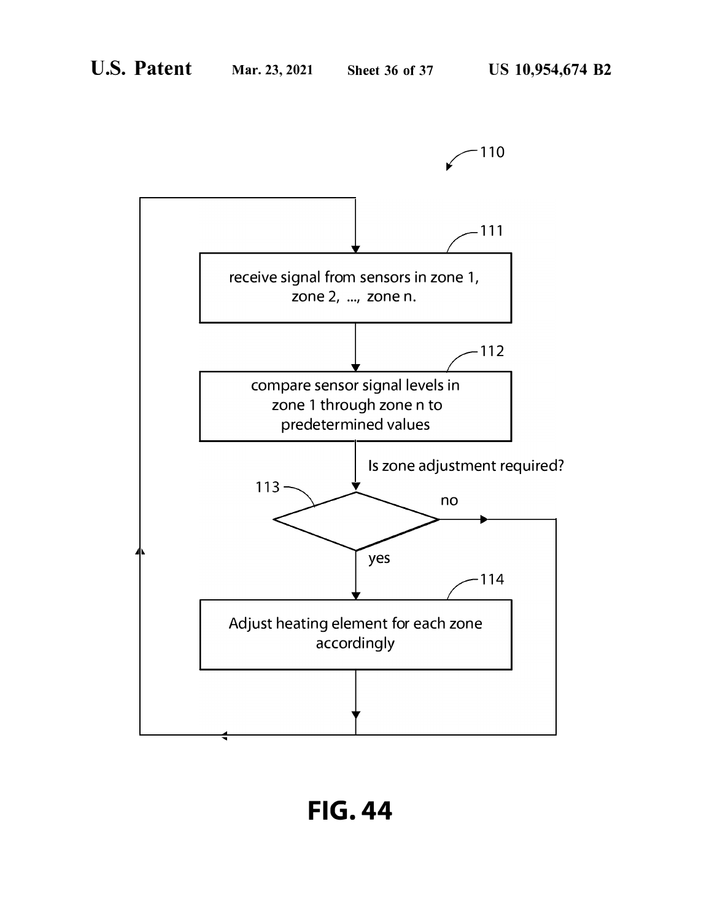110

111 — receive signal from sensors in zone 1, zone 2, ..., zone n.

112 — compare sensor signal levels in zone 1 through zone n to predetermined values

Is zone adjustment required?

113 — no / yes

114 — Adjust heating element for each zone accordingly

**FIG. 44**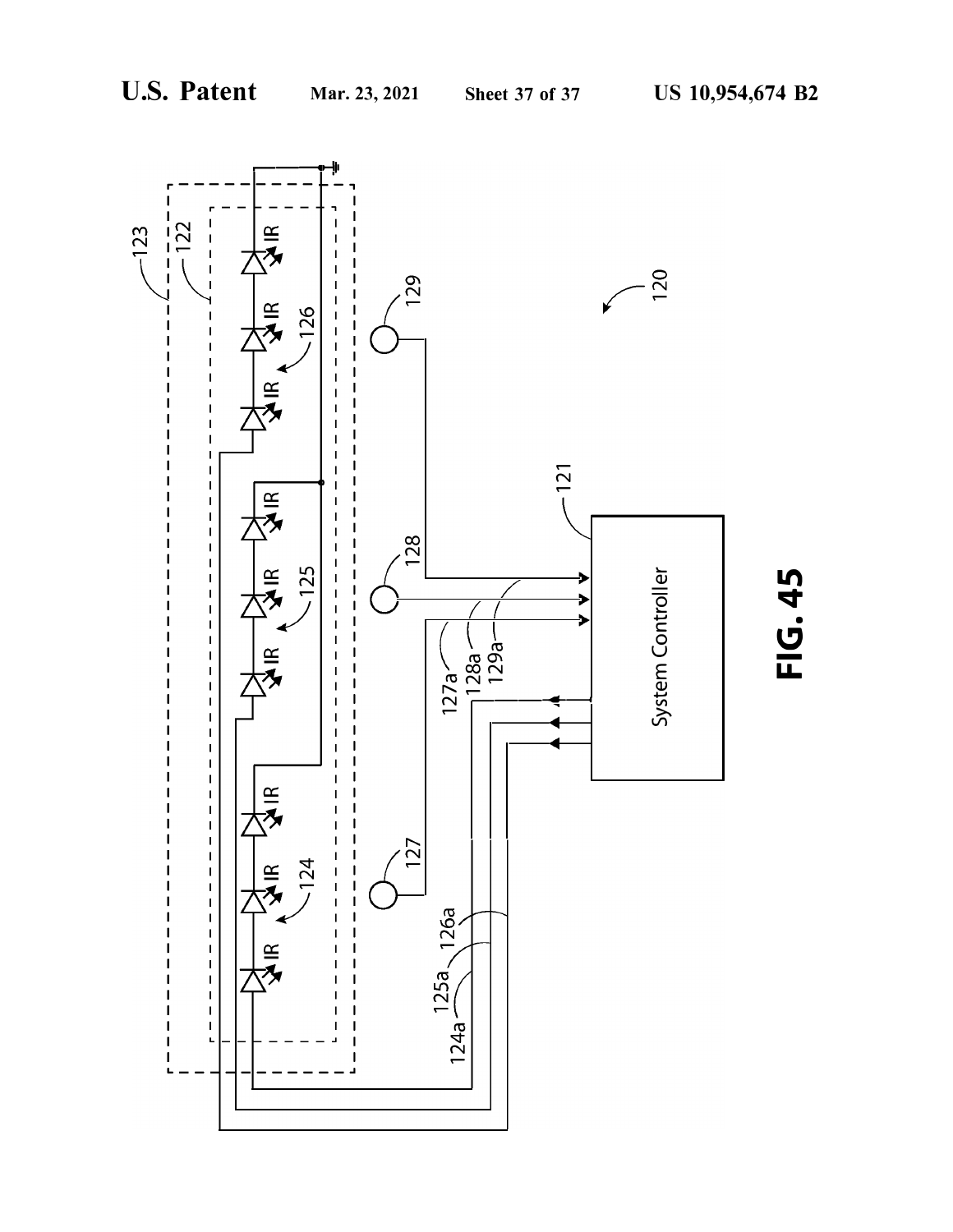120

121

System Controller

122

123

124

125

126

127

128

129

124a

125a

126a

127a

128a

129a

IR

FIG. 45